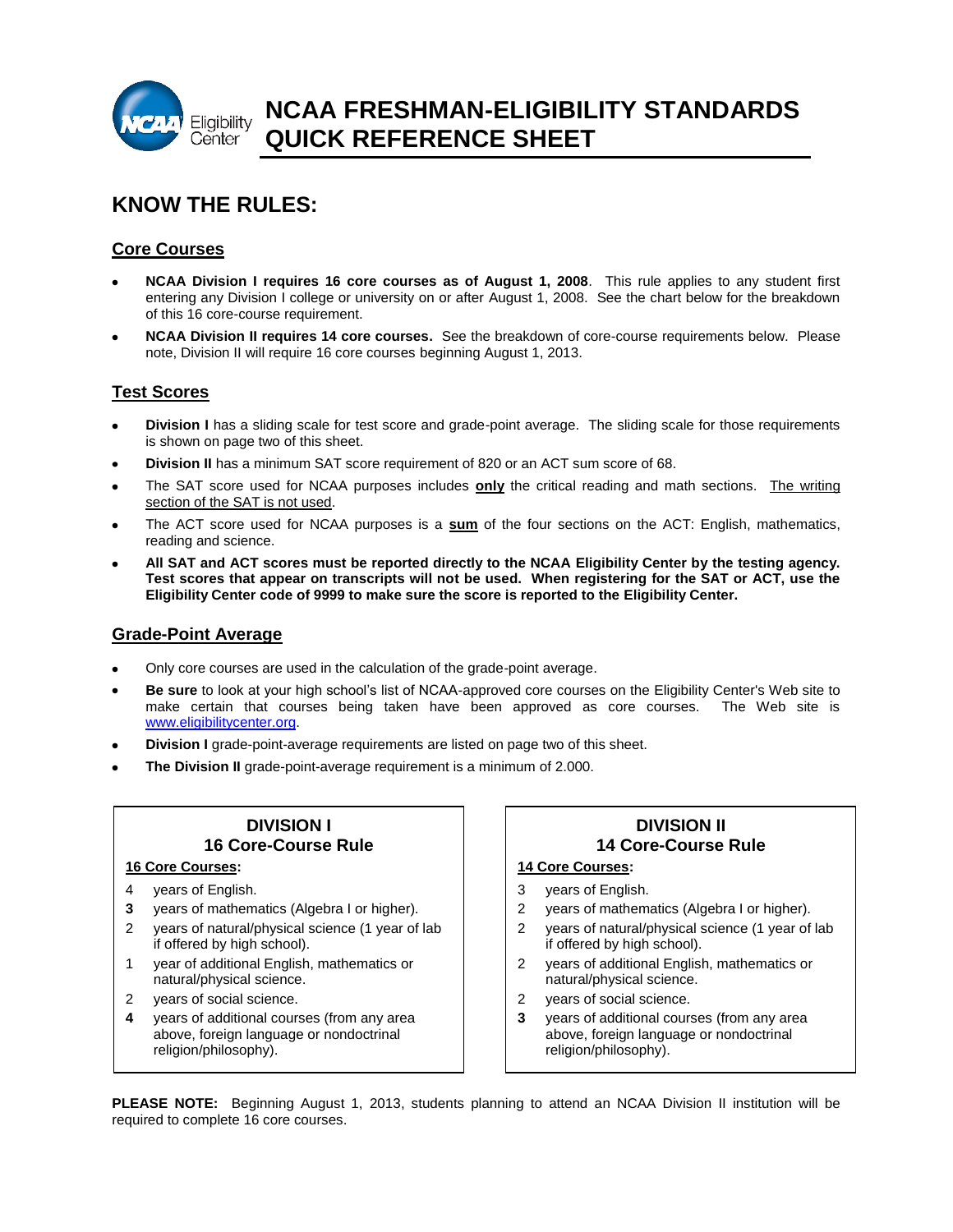# NCAA FRESHMAN-ELIGIBILITY STANDARDS QUICK REFERENCE SHEET

## KNOW THE RULES:

### Core Courses

- **NCAA Division I requires 16 core courses as of August 1, 2008**. This rule applies to any student first entering any Division I college or university on or after August 1, 2008. See the chart below for the breakdown of this 16 core-course requirement.
- **NCAA Division II requires 14 core courses.** See the breakdown of core-course requirements below. Please note, Division II will require 16 core courses beginning August 1, 2013.

### Test Scores

- **Division I** has a sliding scale for test score and grade-point average. The sliding scale for those requirements is shown on page two of this sheet.
- **Division II** has a minimum SAT score requirement of 820 or an ACT sum score of 68.
- The SAT score used for NCAA purposes includes **only** the critical reading and math sections. The writing section of the SAT is not used.
- The ACT score used for NCAA purposes is a **sum** of the four sections on the ACT: English, mathematics, reading and science.
- **All SAT and ACT scores must be reported directly to the NCAA Eligibility Center by the testing agency. Test scores that appear on transcripts will not be used. When registering for the SAT or ACT, use the Eligibility Center code of 9999 to make sure the score is reported to the Eligibility Center.**

### Grade-Point Average

- Only core courses are used in the calculation of the grade-point average.
- **Be sure** to look at your high school's list of NCAA-approved core courses on the Eligibility Center's Web site to make certain that courses being taken have been approved as core courses. The Web site is www.eligibilitycenter.org.
- **Division I** grade-point-average requirements are listed on page two of this sheet.
- **The Division II** grade-point-average requirement is a minimum of 2.000.

**DIVISION I**
**16 Core-Course Rule**

**16 Core Courses:**

- 4 years of English.
- **3** years of mathematics (Algebra I or higher).
- 2 years of natural/physical science (1 year of lab if offered by high school).
- 1 year of additional English, mathematics or natural/physical science.
- 2 years of social science.
- **4** years of additional courses (from any area above, foreign language or nondoctrinal religion/philosophy).

**DIVISION II**
**14 Core-Course Rule**

**14 Core Courses:**

- 3 years of English.
- 2 years of mathematics (Algebra I or higher).
- 2 years of natural/physical science (1 year of lab if offered by high school).
- 2 years of additional English, mathematics or natural/physical science.
- 2 years of social science.
- **3** years of additional courses (from any area above, foreign language or nondoctrinal religion/philosophy).

**PLEASE NOTE:** Beginning August 1, 2013, students planning to attend an NCAA Division II institution will be required to complete 16 core courses.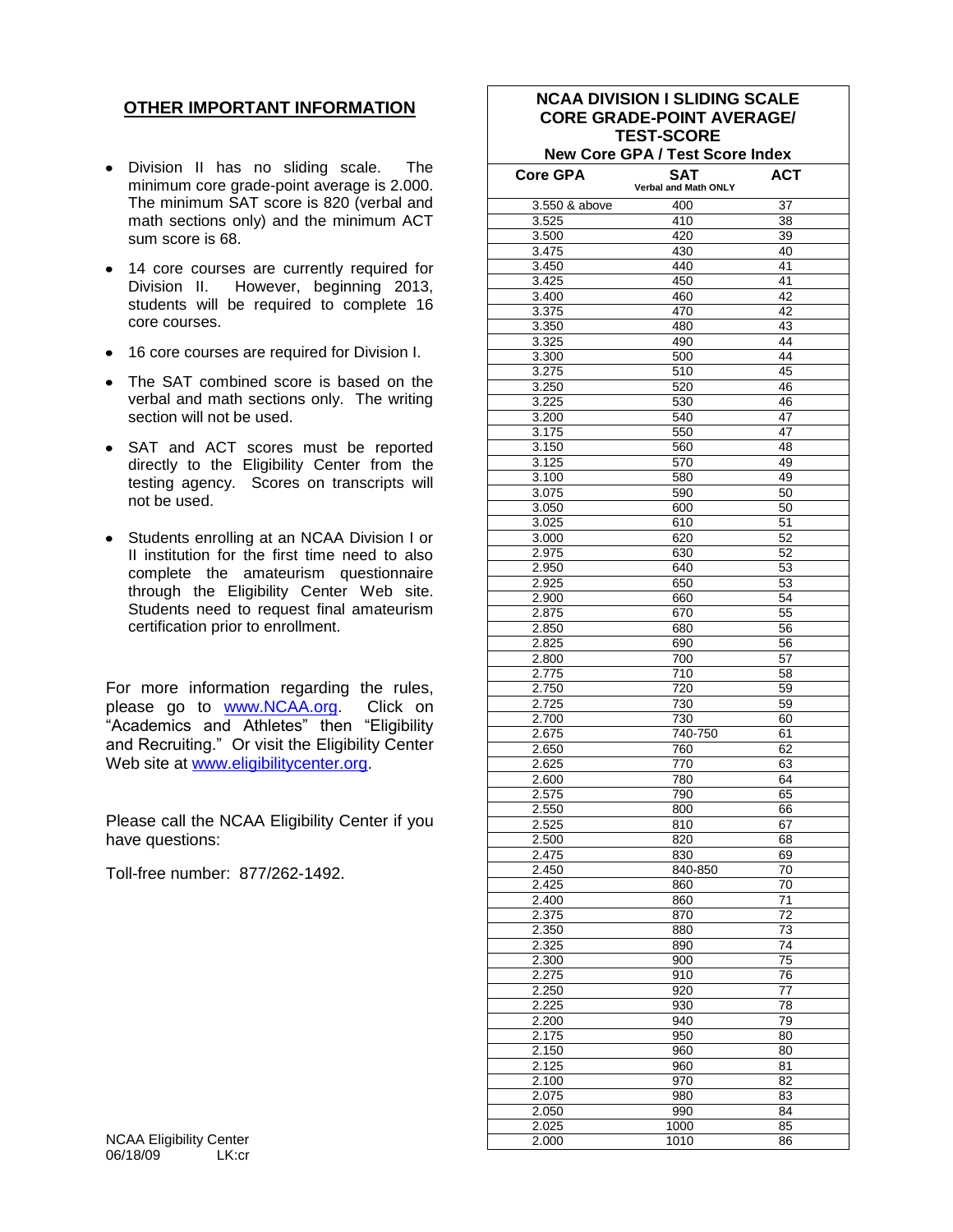## OTHER IMPORTANT INFORMATION

- Division II has no sliding scale. The minimum core grade-point average is 2.000. The minimum SAT score is 820 (verbal and math sections only) and the minimum ACT sum score is 68.
- 14 core courses are currently required for Division II. However, beginning 2013, students will be required to complete 16 core courses.
- 16 core courses are required for Division I.
- The SAT combined score is based on the verbal and math sections only. The writing section will not be used.
- SAT and ACT scores must be reported directly to the Eligibility Center from the testing agency. Scores on transcripts will not be used.
- Students enrolling at an NCAA Division I or II institution for the first time need to also complete the amateurism questionnaire through the Eligibility Center Web site. Students need to request final amateurism certification prior to enrollment.

For more information regarding the rules, please go to www.NCAA.org. Click on "Academics and Athletes" then "Eligibility and Recruiting." Or visit the Eligibility Center Web site at www.eligibilitycenter.org.

Please call the NCAA Eligibility Center if you have questions:

Toll-free number: 877/262-1492.

NCAA Eligibility Center
06/18/09 LK:cr

### NCAA DIVISION I SLIDING SCALE CORE GRADE-POINT AVERAGE/ TEST-SCORE

**New Core GPA / Test Score Index**

| Core GPA | SAT (Verbal and Math ONLY) | ACT |
|---|---|---|
| 3.550 & above | 400 | 37 |
| 3.525 | 410 | 38 |
| 3.500 | 420 | 39 |
| 3.475 | 430 | 40 |
| 3.450 | 440 | 41 |
| 3.425 | 450 | 41 |
| 3.400 | 460 | 42 |
| 3.375 | 470 | 42 |
| 3.350 | 480 | 43 |
| 3.325 | 490 | 44 |
| 3.300 | 500 | 44 |
| 3.275 | 510 | 45 |
| 3.250 | 520 | 46 |
| 3.225 | 530 | 46 |
| 3.200 | 540 | 47 |
| 3.175 | 550 | 47 |
| 3.150 | 560 | 48 |
| 3.125 | 570 | 49 |
| 3.100 | 580 | 49 |
| 3.075 | 590 | 50 |
| 3.050 | 600 | 50 |
| 3.025 | 610 | 51 |
| 3.000 | 620 | 52 |
| 2.975 | 630 | 52 |
| 2.950 | 640 | 53 |
| 2.925 | 650 | 53 |
| 2.900 | 660 | 54 |
| 2.875 | 670 | 55 |
| 2.850 | 680 | 56 |
| 2.825 | 690 | 56 |
| 2.800 | 700 | 57 |
| 2.775 | 710 | 58 |
| 2.750 | 720 | 59 |
| 2.725 | 730 | 59 |
| 2.700 | 730 | 60 |
| 2.675 | 740-750 | 61 |
| 2.650 | 760 | 62 |
| 2.625 | 770 | 63 |
| 2.600 | 780 | 64 |
| 2.575 | 790 | 65 |
| 2.550 | 800 | 66 |
| 2.525 | 810 | 67 |
| 2.500 | 820 | 68 |
| 2.475 | 830 | 69 |
| 2.450 | 840-850 | 70 |
| 2.425 | 860 | 70 |
| 2.400 | 860 | 71 |
| 2.375 | 870 | 72 |
| 2.350 | 880 | 73 |
| 2.325 | 890 | 74 |
| 2.300 | 900 | 75 |
| 2.275 | 910 | 76 |
| 2.250 | 920 | 77 |
| 2.225 | 930 | 78 |
| 2.200 | 940 | 79 |
| 2.175 | 950 | 80 |
| 2.150 | 960 | 80 |
| 2.125 | 960 | 81 |
| 2.100 | 970 | 82 |
| 2.075 | 980 | 83 |
| 2.050 | 990 | 84 |
| 2.025 | 1000 | 85 |
| 2.000 | 1010 | 86 |